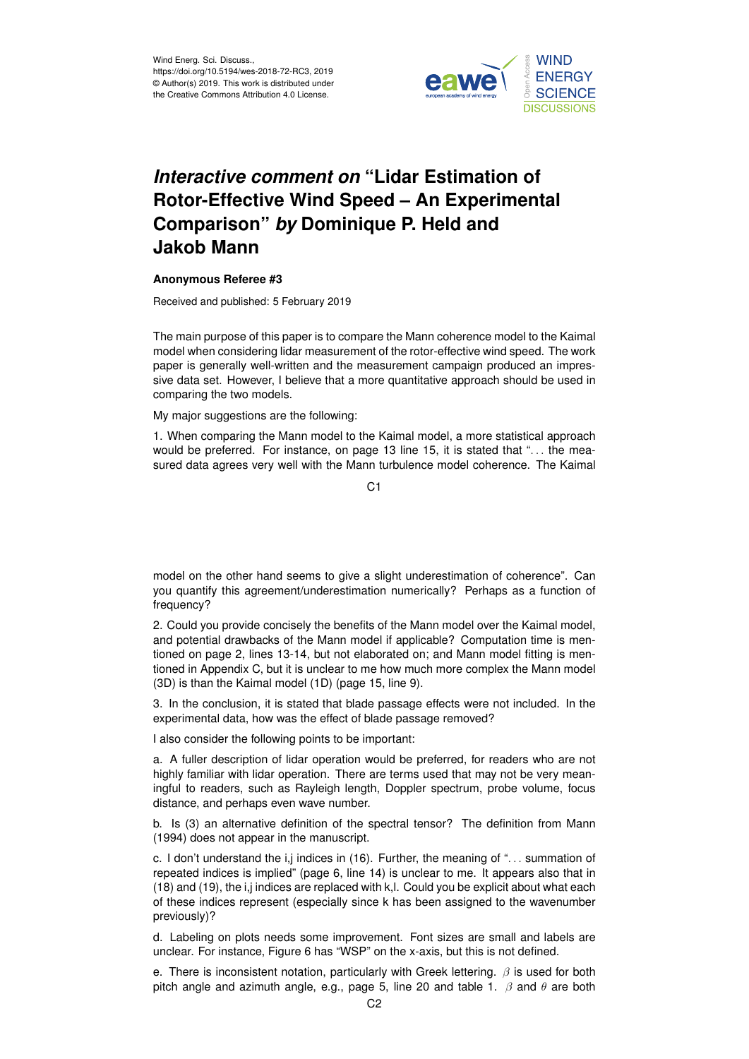# *Interactive comment on* "Lidar Estimation of Rotor-Effective Wind Speed – An Experimental Comparison" *by* Dominique P. Held and Jakob Mann

**Anonymous Referee #3**

Received and published: 5 February 2019

The main purpose of this paper is to compare the Mann coherence model to the Kaimal model when considering lidar measurement of the rotor-effective wind speed. The work paper is generally well-written and the measurement campaign produced an impressive data set. However, I believe that a more quantitative approach should be used in comparing the two models.

My major suggestions are the following:

1. When comparing the Mann model to the Kaimal model, a more statistical approach would be preferred. For instance, on page 13 line 15, it is stated that ". . . the measured data agrees very well with the Mann turbulence model coherence. The Kaimal model on the other hand seems to give a slight underestimation of coherence". Can you quantify this agreement/underestimation numerically? Perhaps as a function of frequency?

2. Could you provide concisely the benefits of the Mann model over the Kaimal model, and potential drawbacks of the Mann model if applicable? Computation time is mentioned on page 2, lines 13-14, but not elaborated on; and Mann model fitting is mentioned in Appendix C, but it is unclear to me how much more complex the Mann model (3D) is than the Kaimal model (1D) (page 15, line 9).

3. In the conclusion, it is stated that blade passage effects were not included. In the experimental data, how was the effect of blade passage removed?

I also consider the following points to be important:

a. A fuller description of lidar operation would be preferred, for readers who are not highly familiar with lidar operation. There are terms used that may not be very meaningful to readers, such as Rayleigh length, Doppler spectrum, probe volume, focus distance, and perhaps even wave number.

b. Is (3) an alternative definition of the spectral tensor? The definition from Mann (1994) does not appear in the manuscript.

c. I don't understand the i,j indices in (16). Further, the meaning of ". . . summation of repeated indices is implied" (page 6, line 14) is unclear to me. It appears also that in (18) and (19), the i,j indices are replaced with k,l. Could you be explicit about what each of these indices represent (especially since k has been assigned to the wavenumber previously)?

d. Labeling on plots needs some improvement. Font sizes are small and labels are unclear. For instance, Figure 6 has "WSP" on the x-axis, but this is not defined.

e. There is inconsistent notation, particularly with Greek lettering. $\beta$ is used for both pitch angle and azimuth angle, e.g., page 5, line 20 and table 1. $\beta$ and $\theta$ are both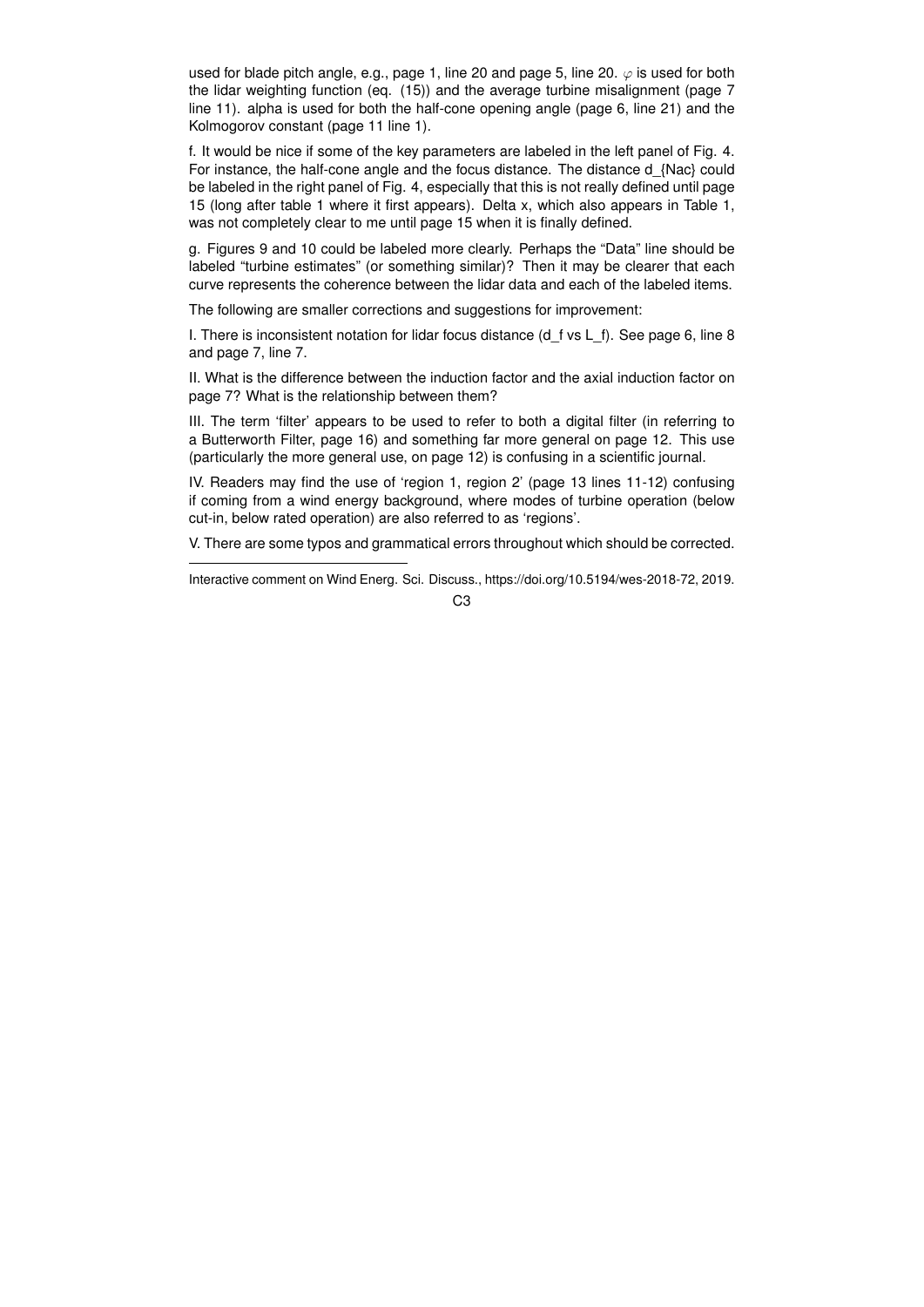used for blade pitch angle, e.g., page 1, line 20 and page 5, line 20. $\varphi$ is used for both the lidar weighting function (eq. (15)) and the average turbine misalignment (page 7 line 11). alpha is used for both the half-cone opening angle (page 6, line 21) and the Kolmogorov constant (page 11 line 1).

f. It would be nice if some of the key parameters are labeled in the left panel of Fig. 4. For instance, the half-cone angle and the focus distance. The distance $d_{Nac}$ could be labeled in the right panel of Fig. 4, especially that this is not really defined until page 15 (long after table 1 where it first appears). Delta x, which also appears in Table 1, was not completely clear to me until page 15 when it is finally defined.

g. Figures 9 and 10 could be labeled more clearly. Perhaps the "Data" line should be labeled "turbine estimates" (or something similar)? Then it may be clearer that each curve represents the coherence between the lidar data and each of the labeled items.

The following are smaller corrections and suggestions for improvement:

I. There is inconsistent notation for lidar focus distance ($d_f$ vs $L_f$). See page 6, line 8 and page 7, line 7.

II. What is the difference between the induction factor and the axial induction factor on page 7? What is the relationship between them?

III. The term 'filter' appears to be used to refer to both a digital filter (in referring to a Butterworth Filter, page 16) and something far more general on page 12. This use (particularly the more general use, on page 12) is confusing in a scientific journal.

IV. Readers may find the use of 'region 1, region 2' (page 13 lines 11-12) confusing if coming from a wind energy background, where modes of turbine operation (below cut-in, below rated operation) are also referred to as 'regions'.

V. There are some typos and grammatical errors throughout which should be corrected.

---

Interactive comment on Wind Energ. Sci. Discuss., https://doi.org/10.5194/wes-2018-72, 2019.